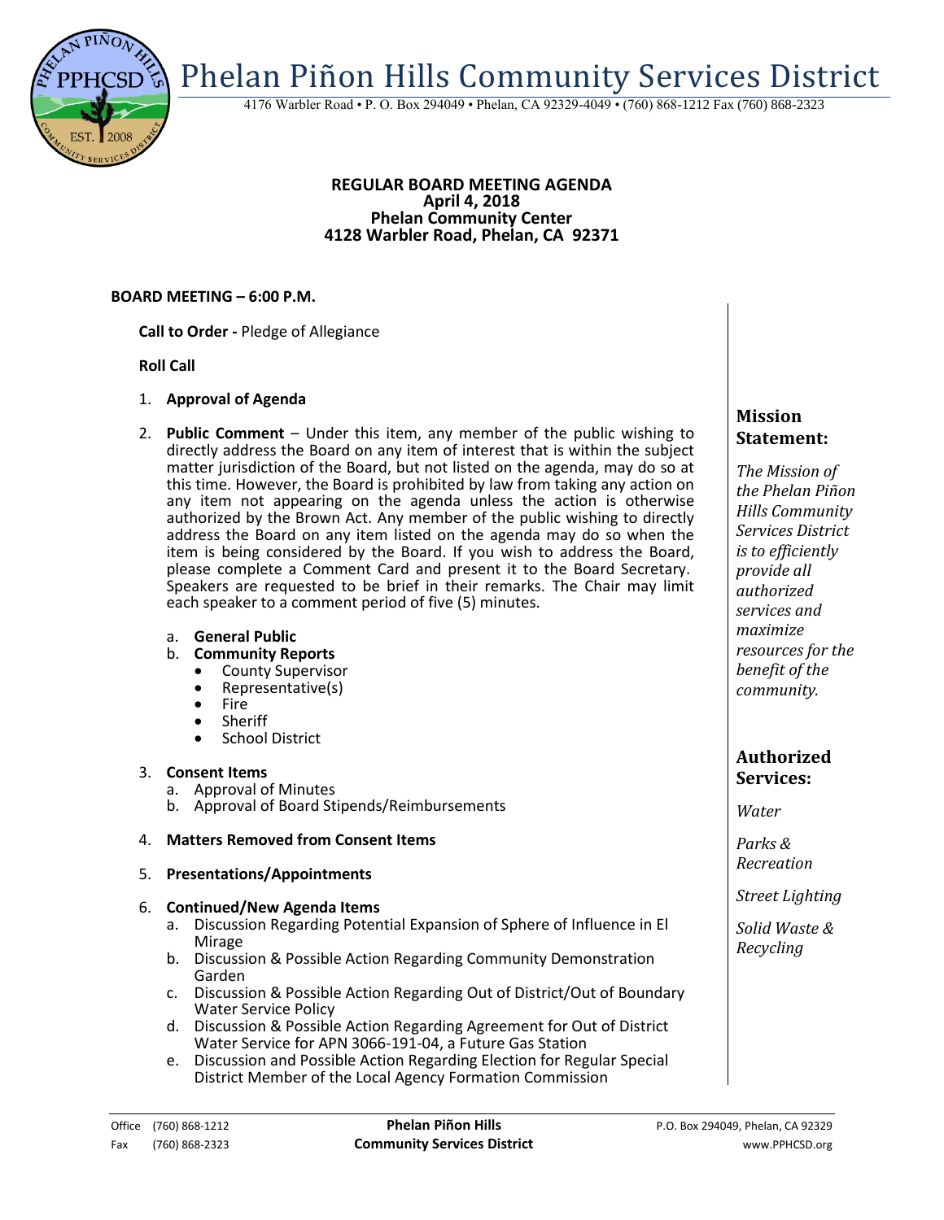# Phelan Piñon Hills Community Services District

4176 Warbler Road • P. O. Box 294049 • Phelan, CA 92329-4049 • (760) 868-1212 Fax (760) 868-2323

**REGULAR BOARD MEETING AGENDA**
**April 4, 2018**
**Phelan Community Center**
**4128 Warbler Road, Phelan, CA 92371**

**BOARD MEETING – 6:00 P.M.**

**Call to Order -** Pledge of Allegiance

**Roll Call**

1. **Approval of Agenda**
2. **Public Comment** – Under this item, any member of the public wishing to directly address the Board on any item of interest that is within the subject matter jurisdiction of the Board, but not listed on the agenda, may do so at this time. However, the Board is prohibited by law from taking any action on any item not appearing on the agenda unless the action is otherwise authorized by the Brown Act. Any member of the public wishing to directly address the Board on any item listed on the agenda may do so when the item is being considered by the Board. If you wish to address the Board, please complete a Comment Card and present it to the Board Secretary. Speakers are requested to be brief in their remarks. The Chair may limit each speaker to a comment period of five (5) minutes.
   a. **General Public**
   b. **Community Reports**
      - County Supervisor
      - Representative(s)
      - Fire
      - Sheriff
      - School District
3. **Consent Items**
   a. Approval of Minutes
   b. Approval of Board Stipends/Reimbursements
4. **Matters Removed from Consent Items**
5. **Presentations/Appointments**
6. **Continued/New Agenda Items**
   a. Discussion Regarding Potential Expansion of Sphere of Influence in El Mirage
   b. Discussion & Possible Action Regarding Community Demonstration Garden
   c. Discussion & Possible Action Regarding Out of District/Out of Boundary Water Service Policy
   d. Discussion & Possible Action Regarding Agreement for Out of District Water Service for APN 3066-191-04, a Future Gas Station
   e. Discussion and Possible Action Regarding Election for Regular Special District Member of the Local Agency Formation Commission

## Mission Statement:

*The Mission of the Phelan Piñon Hills Community Services District is to efficiently provide all authorized services and maximize resources for the benefit of the community.*

## Authorized Services:

*Water*

*Parks & Recreation*

*Street Lighting*

*Solid Waste & Recycling*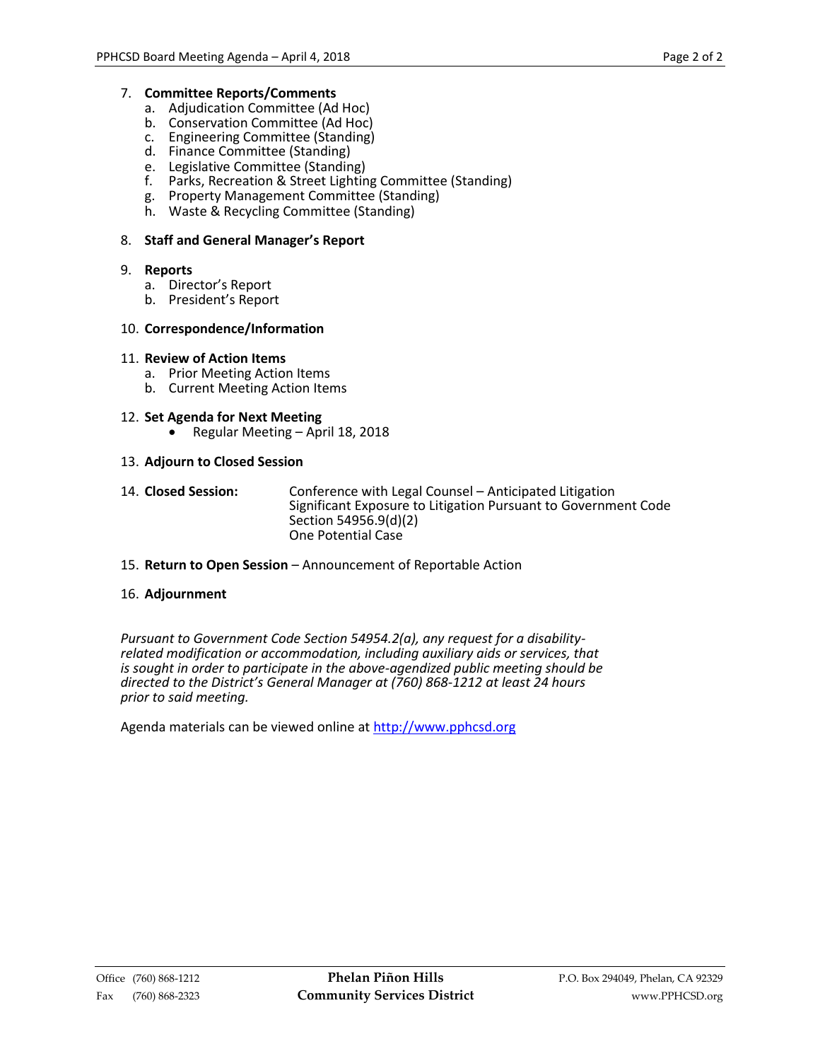7. **Committee Reports/Comments**
   a. Adjudication Committee (Ad Hoc)
   b. Conservation Committee (Ad Hoc)
   c. Engineering Committee (Standing)
   d. Finance Committee (Standing)
   e. Legislative Committee (Standing)
   f. Parks, Recreation & Street Lighting Committee (Standing)
   g. Property Management Committee (Standing)
   h. Waste & Recycling Committee (Standing)

8. **Staff and General Manager's Report**

9. **Reports**
   a. Director's Report
   b. President's Report

10. **Correspondence/Information**

11. **Review of Action Items**
    a. Prior Meeting Action Items
    b. Current Meeting Action Items

12. **Set Agenda for Next Meeting**
    - Regular Meeting – April 18, 2018

13. **Adjourn to Closed Session**

14. **Closed Session:** Conference with Legal Counsel – Anticipated Litigation
    Significant Exposure to Litigation Pursuant to Government Code Section 54956.9(d)(2)
    One Potential Case

15. **Return to Open Session** – Announcement of Reportable Action

16. **Adjournment**

*Pursuant to Government Code Section 54954.2(a), any request for a disability-related modification or accommodation, including auxiliary aids or services, that is sought in order to participate in the above-agendized public meeting should be directed to the District's General Manager at (760) 868-1212 at least 24 hours prior to said meeting.*

Agenda materials can be viewed online at http://www.pphcsd.org

Office (760) 868-1212
Fax (760) 868-2323

**Phelan Piñon Hills Community Services District**

P.O. Box 294049, Phelan, CA 92329
www.PPHCSD.org